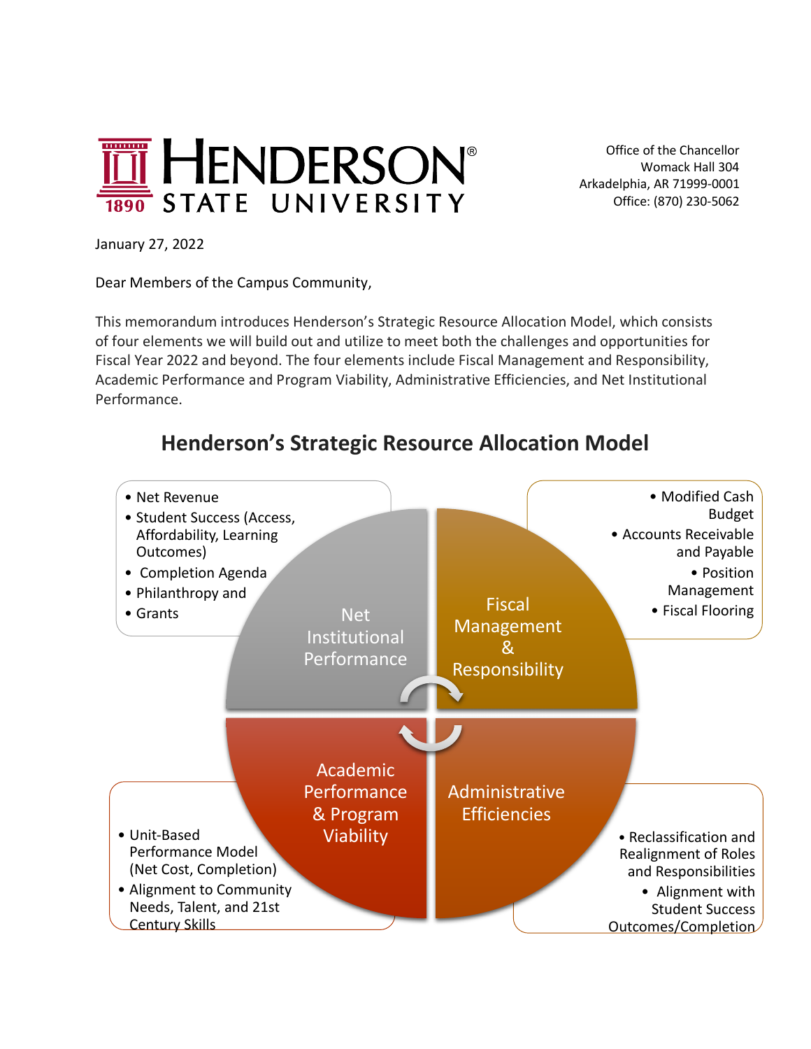HENDERSON STATE UNIVERSITY
1890

Office of the Chancellor
Womack Hall 304
Arkadelphia, AR 71999-0001
Office: (870) 230-5062

January 27, 2022

Dear Members of the Campus Community,

This memorandum introduces Henderson's Strategic Resource Allocation Model, which consists of four elements we will build out and utilize to meet both the challenges and opportunities for Fiscal Year 2022 and beyond. The four elements include Fiscal Management and Responsibility, Academic Performance and Program Viability, Administrative Efficiencies, and Net Institutional Performance.

## Henderson's Strategic Resource Allocation Model

**Net Institutional Performance**

- Net Revenue
- Student Success (Access, Affordability, Learning Outcomes)
- Completion Agenda
- Philanthropy and
- Grants

**Fiscal Management & Responsibility**

- Modified Cash Budget
- Accounts Receivable and Payable
- Position Management
- Fiscal Flooring

**Academic Performance & Program Viability**

- Unit-Based Performance Model (Net Cost, Completion)
- Alignment to Community Needs, Talent, and 21st Century Skills

**Administrative Efficiencies**

- Reclassification and Realignment of Roles and Responsibilities
- Alignment with Student Success Outcomes/Completion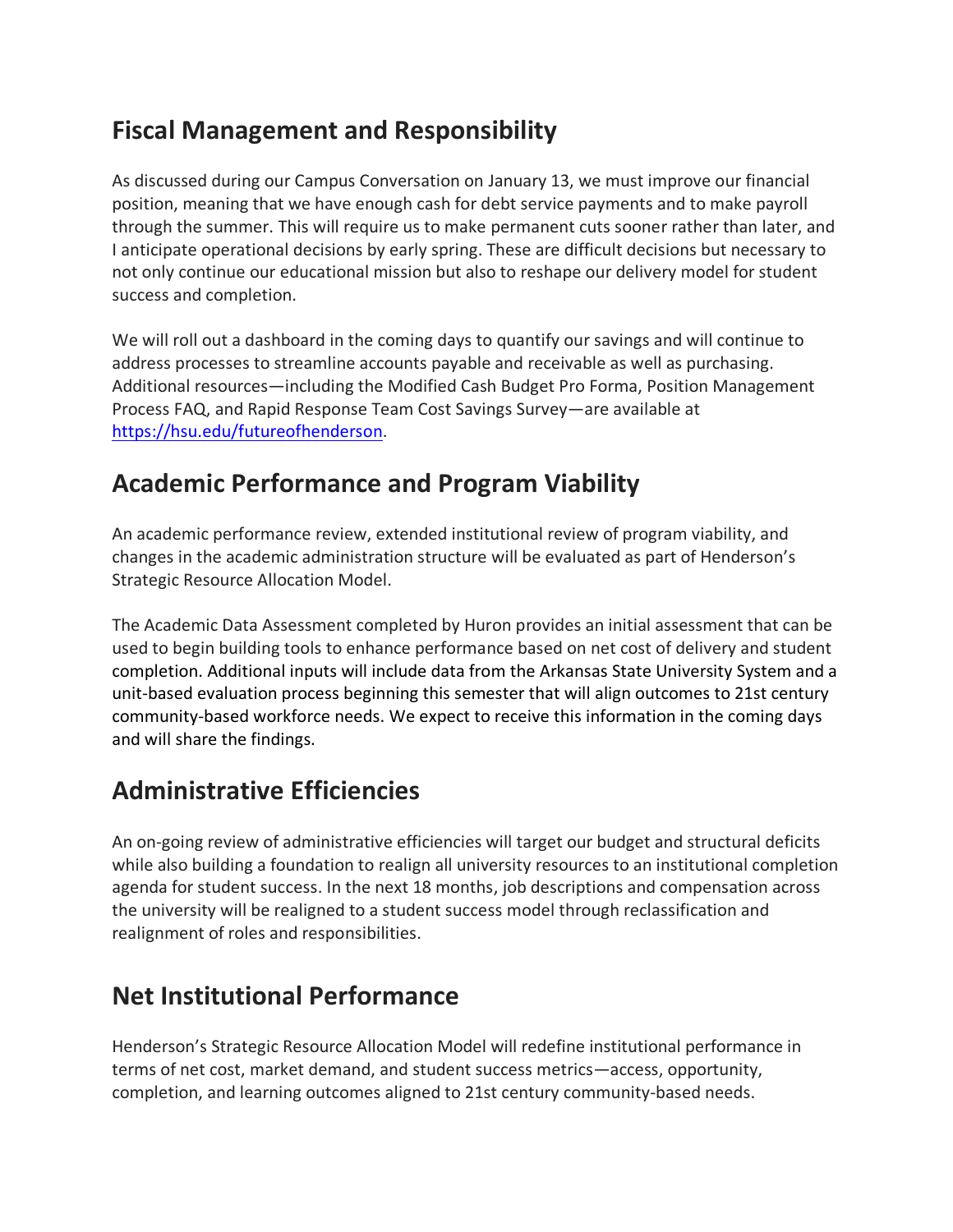## Fiscal Management and Responsibility

As discussed during our Campus Conversation on January 13, we must improve our financial position, meaning that we have enough cash for debt service payments and to make payroll through the summer. This will require us to make permanent cuts sooner rather than later, and I anticipate operational decisions by early spring. These are difficult decisions but necessary to not only continue our educational mission but also to reshape our delivery model for student success and completion.

We will roll out a dashboard in the coming days to quantify our savings and will continue to address processes to streamline accounts payable and receivable as well as purchasing. Additional resources—including the Modified Cash Budget Pro Forma, Position Management Process FAQ, and Rapid Response Team Cost Savings Survey—are available at https://hsu.edu/futureofhenderson.

## Academic Performance and Program Viability

An academic performance review, extended institutional review of program viability, and changes in the academic administration structure will be evaluated as part of Henderson's Strategic Resource Allocation Model.

The Academic Data Assessment completed by Huron provides an initial assessment that can be used to begin building tools to enhance performance based on net cost of delivery and student completion. Additional inputs will include data from the Arkansas State University System and a unit-based evaluation process beginning this semester that will align outcomes to 21st century community-based workforce needs. We expect to receive this information in the coming days and will share the findings.

## Administrative Efficiencies

An on-going review of administrative efficiencies will target our budget and structural deficits while also building a foundation to realign all university resources to an institutional completion agenda for student success. In the next 18 months, job descriptions and compensation across the university will be realigned to a student success model through reclassification and realignment of roles and responsibilities.

## Net Institutional Performance

Henderson's Strategic Resource Allocation Model will redefine institutional performance in terms of net cost, market demand, and student success metrics—access, opportunity, completion, and learning outcomes aligned to 21st century community-based needs.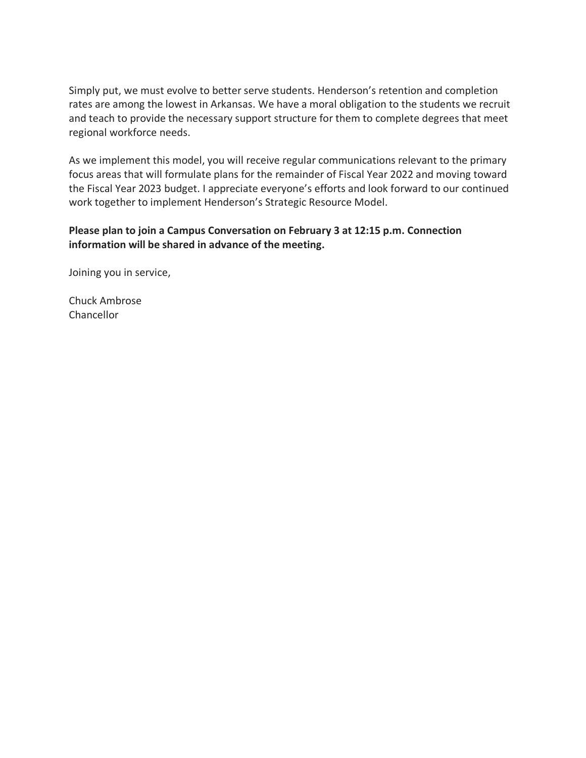Simply put, we must evolve to better serve students. Henderson's retention and completion rates are among the lowest in Arkansas. We have a moral obligation to the students we recruit and teach to provide the necessary support structure for them to complete degrees that meet regional workforce needs.

As we implement this model, you will receive regular communications relevant to the primary focus areas that will formulate plans for the remainder of Fiscal Year 2022 and moving toward the Fiscal Year 2023 budget. I appreciate everyone's efforts and look forward to our continued work together to implement Henderson's Strategic Resource Model.

**Please plan to join a Campus Conversation on February 3 at 12:15 p.m. Connection information will be shared in advance of the meeting.**

Joining you in service,

Chuck Ambrose
Chancellor